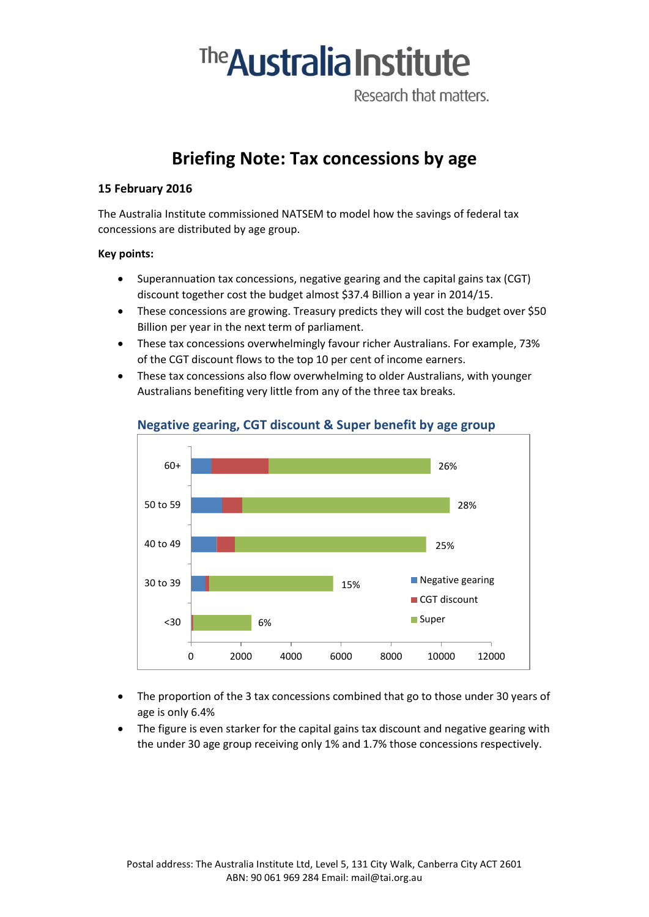# The Australia Institute

Research that matters.

## Briefing Note: Tax concessions by age

**15 February 2016**

The Australia Institute commissioned NATSEM to model how the savings of federal tax concessions are distributed by age group.

**Key points:**

- Superannuation tax concessions, negative gearing and the capital gains tax (CGT) discount together cost the budget almost $37.4 Billion a year in 2014/15.
- These concessions are growing. Treasury predicts they will cost the budget over $50 Billion per year in the next term of parliament.
- These tax concessions overwhelmingly favour richer Australians. For example, 73% of the CGT discount flows to the top 10 per cent of income earners.
- These tax concessions also flow overwhelming to older Australians, with younger Australians benefiting very little from any of the three tax breaks.

**Negative gearing, CGT discount & Super benefit by age group**

| Age group | Share of total |
|---|---|
| 60+ | 26% |
| 50 to 59 | 28% |
| 40 to 49 | 25% |
| 30 to 39 | 15% |
| <30 | 6% |

Legend: Negative gearing, CGT discount, Super. X-axis: 0, 2000, 4000, 6000, 8000, 10000, 12000

- The proportion of the 3 tax concessions combined that go to those under 30 years of age is only 6.4%
- The figure is even starker for the capital gains tax discount and negative gearing with the under 30 age group receiving only 1% and 1.7% those concessions respectively.

Postal address: The Australia Institute Ltd, Level 5, 131 City Walk, Canberra City ACT 2601
ABN: 90 061 969 284 Email: mail@tai.org.au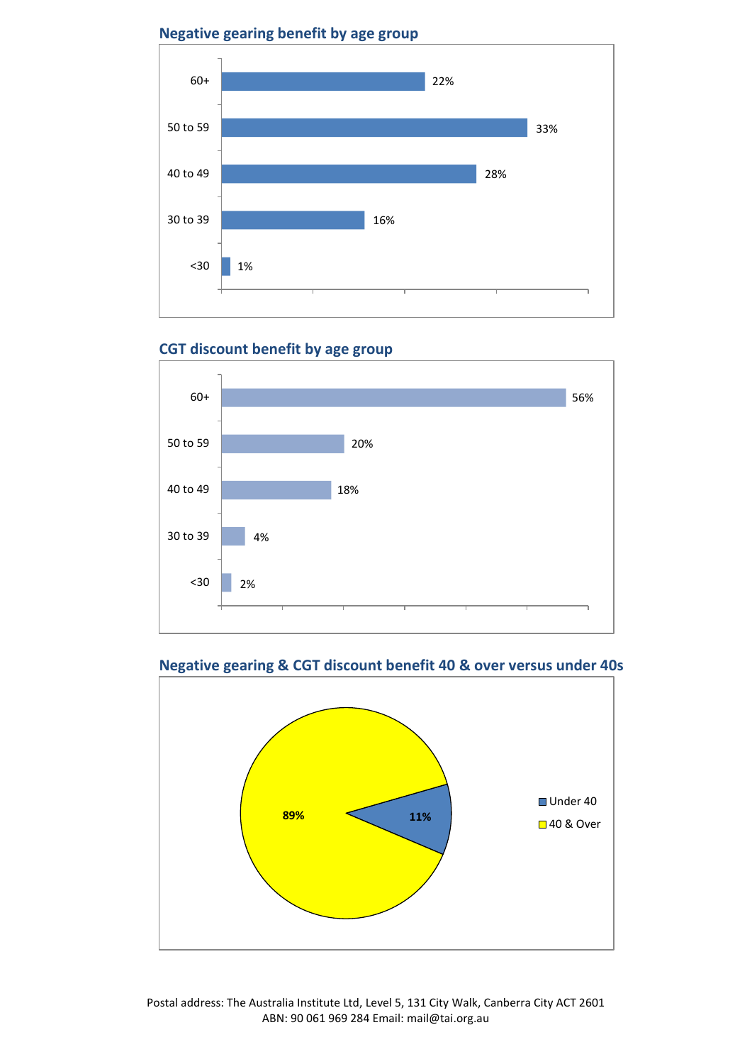## Negative gearing benefit by age group

| Age group | Share |
|---|---|
| 60+ | 22% |
| 50 to 59 | 33% |
| 40 to 49 | 28% |
| 30 to 39 | 16% |
| <30 | 1% |

## CGT discount benefit by age group

| Age group | Share |
|---|---|
| 60+ | 56% |
| 50 to 59 | 20% |
| 40 to 49 | 18% |
| 30 to 39 | 4% |
| <30 | 2% |

## Negative gearing & CGT discount benefit 40 & over versus under 40s

| Group | Share |
|---|---|
| Under 40 | 11% |
| 40 & Over | 89% |

Postal address: The Australia Institute Ltd, Level 5, 131 City Walk, Canberra City ACT 2601
ABN: 90 061 969 284 Email: mail@tai.org.au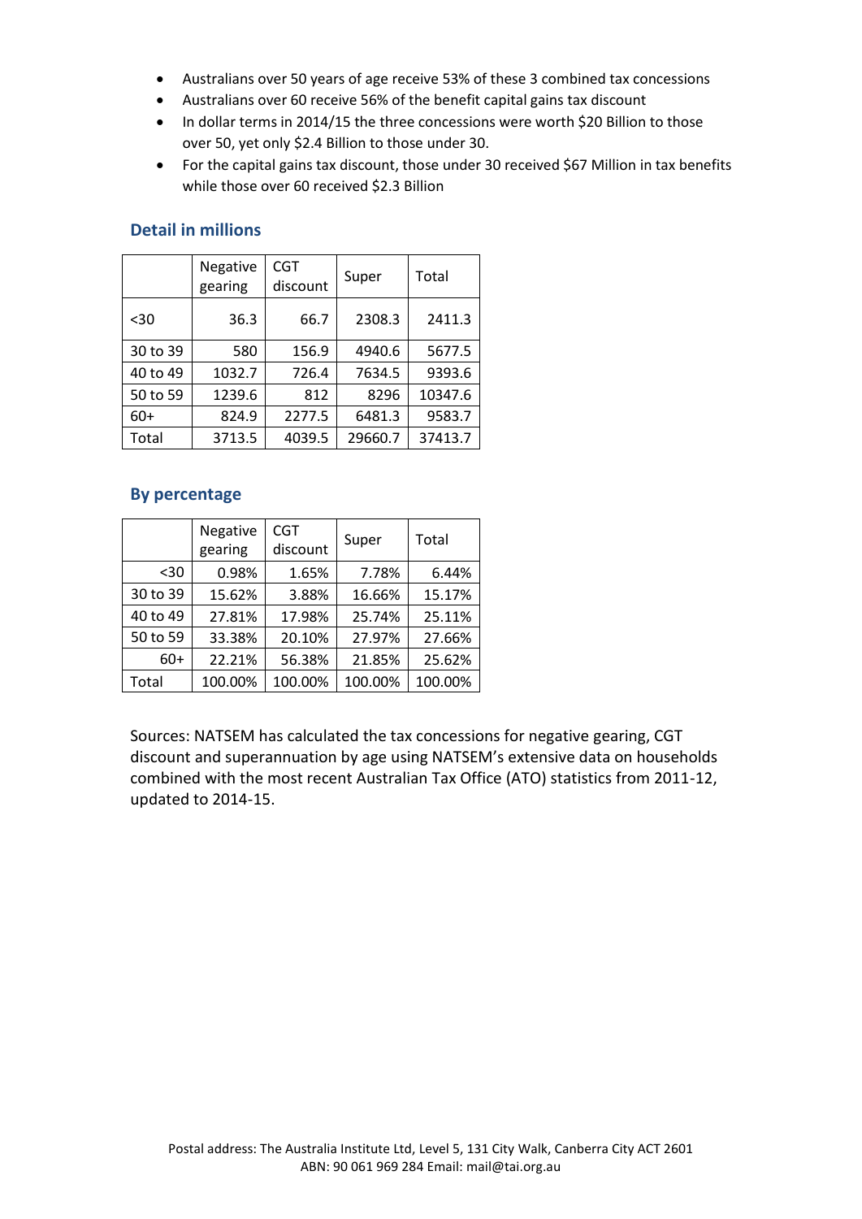- Australians over 50 years of age receive 53% of these 3 combined tax concessions
- Australians over 60 receive 56% of the benefit capital gains tax discount
- In dollar terms in 2014/15 the three concessions were worth $20 Billion to those over 50, yet only $2.4 Billion to those under 30.
- For the capital gains tax discount, those under 30 received $67 Million in tax benefits while those over 60 received $2.3 Billion

### Detail in millions

| | Negative gearing | CGT discount | Super | Total |
|---|---|---|---|---|
| <30 | 36.3 | 66.7 | 2308.3 | 2411.3 |
| 30 to 39 | 580 | 156.9 | 4940.6 | 5677.5 |
| 40 to 49 | 1032.7 | 726.4 | 7634.5 | 9393.6 |
| 50 to 59 | 1239.6 | 812 | 8296 | 10347.6 |
| 60+ | 824.9 | 2277.5 | 6481.3 | 9583.7 |
| Total | 3713.5 | 4039.5 | 29660.7 | 37413.7 |

### By percentage

| | Negative gearing | CGT discount | Super | Total |
|---|---|---|---|---|
| <30 | 0.98% | 1.65% | 7.78% | 6.44% |
| 30 to 39 | 15.62% | 3.88% | 16.66% | 15.17% |
| 40 to 49 | 27.81% | 17.98% | 25.74% | 25.11% |
| 50 to 59 | 33.38% | 20.10% | 27.97% | 27.66% |
| 60+ | 22.21% | 56.38% | 21.85% | 25.62% |
| Total | 100.00% | 100.00% | 100.00% | 100.00% |

Sources: NATSEM has calculated the tax concessions for negative gearing, CGT discount and superannuation by age using NATSEM's extensive data on households combined with the most recent Australian Tax Office (ATO) statistics from 2011-12, updated to 2014-15.